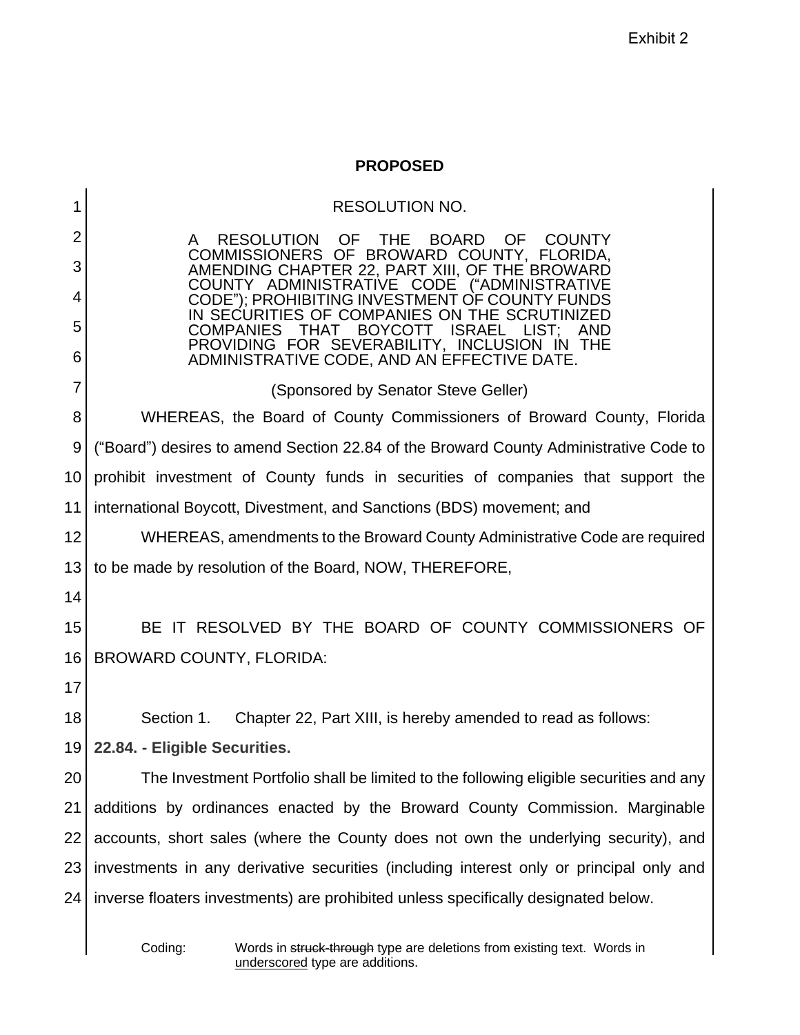Exhibit 2

**PROPOSED**

RESOLUTION NO.

A RESOLUTION OF THE BOARD OF COUNTY COMMISSIONERS OF BROWARD COUNTY, FLORIDA, AMENDING CHAPTER 22, PART XIII, OF THE BROWARD COUNTY ADMINISTRATIVE CODE ("ADMINISTRATIVE CODE"); PROHIBITING INVESTMENT OF COUNTY FUNDS IN SECURITIES OF COMPANIES ON THE SCRUTINIZED COMPANIES THAT BOYCOTT ISRAEL LIST; AND PROVIDING FOR SEVERABILITY, INCLUSION IN THE ADMINISTRATIVE CODE, AND AN EFFECTIVE DATE.

(Sponsored by Senator Steve Geller)

WHEREAS, the Board of County Commissioners of Broward County, Florida ("Board") desires to amend Section 22.84 of the Broward County Administrative Code to prohibit investment of County funds in securities of companies that support the international Boycott, Divestment, and Sanctions (BDS) movement; and

WHEREAS, amendments to the Broward County Administrative Code are required to be made by resolution of the Board, NOW, THEREFORE,

BE IT RESOLVED BY THE BOARD OF COUNTY COMMISSIONERS OF BROWARD COUNTY, FLORIDA:

Section 1. Chapter 22, Part XIII, is hereby amended to read as follows:

**22.84. - Eligible Securities.**

The Investment Portfolio shall be limited to the following eligible securities and any additions by ordinances enacted by the Broward County Commission. Marginable accounts, short sales (where the County does not own the underlying security), and investments in any derivative securities (including interest only or principal only and inverse floaters investments) are prohibited unless specifically designated below.

Coding: Words in ~~struck-through~~ type are deletions from existing text. Words in <u>underscored</u> type are additions.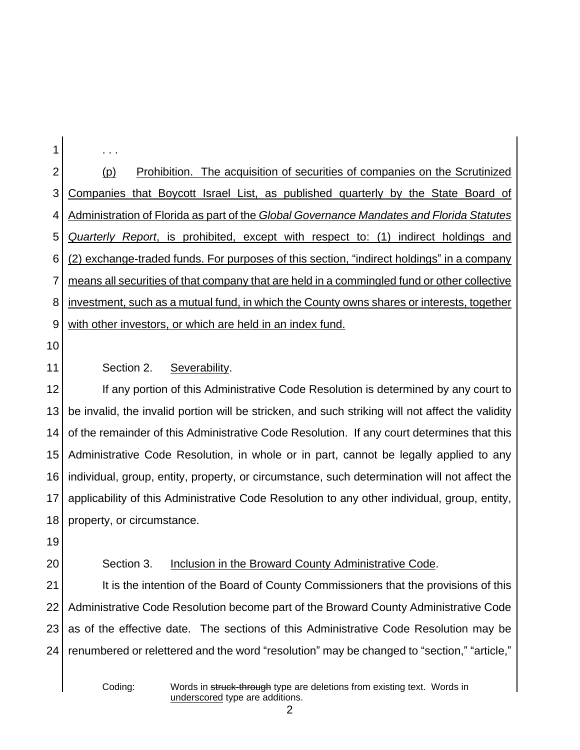. . .

<u>(p) Prohibition. The acquisition of securities of companies on the Scrutinized Companies that Boycott Israel List, as published quarterly by the State Board of Administration of Florida as part of the *Global Governance Mandates and Florida Statutes Quarterly Report*, is prohibited, except with respect to: (1) indirect holdings and (2) exchange-traded funds. For purposes of this section, "indirect holdings" in a company means all securities of that company that are held in a commingled fund or other collective investment, such as a mutual fund, in which the County owns shares or interests, together with other investors, or which are held in an index fund.</u>

Section 2. <u>Severability</u>.

If any portion of this Administrative Code Resolution is determined by any court to be invalid, the invalid portion will be stricken, and such striking will not affect the validity of the remainder of this Administrative Code Resolution. If any court determines that this Administrative Code Resolution, in whole or in part, cannot be legally applied to any individual, group, entity, property, or circumstance, such determination will not affect the applicability of this Administrative Code Resolution to any other individual, group, entity, property, or circumstance.

Section 3. <u>Inclusion in the Broward County Administrative Code</u>.

It is the intention of the Board of County Commissioners that the provisions of this Administrative Code Resolution become part of the Broward County Administrative Code as of the effective date. The sections of this Administrative Code Resolution may be renumbered or relettered and the word "resolution" may be changed to "section," "article,"

Coding: Words in ~~struck-through~~ type are deletions from existing text. Words in <u>underscored</u> type are additions.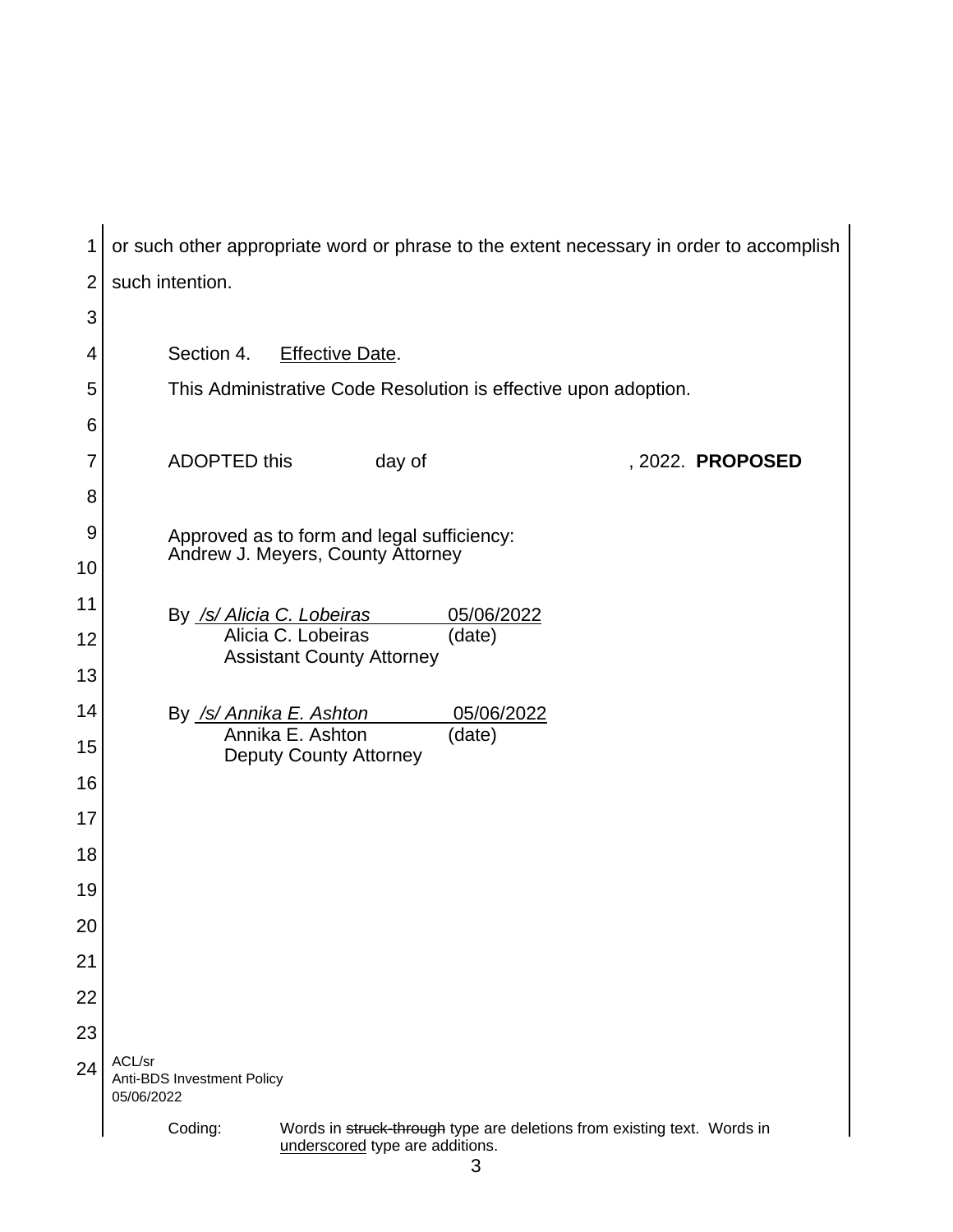or such other appropriate word or phrase to the extent necessary in order to accomplish such intention.

Section 4. Effective Date.

This Administrative Code Resolution is effective upon adoption.

ADOPTED this day of , 2022. **PROPOSED**

Approved as to form and legal sufficiency:
Andrew J. Meyers, County Attorney

By */s/ Alicia C. Lobeiras* 05/06/2022
Alicia C. Lobeiras (date)
Assistant County Attorney

By */s/ Annika E. Ashton* 05/06/2022
Annika E. Ashton (date)
Deputy County Attorney

ACL/sr
Anti-BDS Investment Policy
05/06/2022

Coding: Words in ~~struck-through~~ type are deletions from existing text. Words in underscored type are additions.